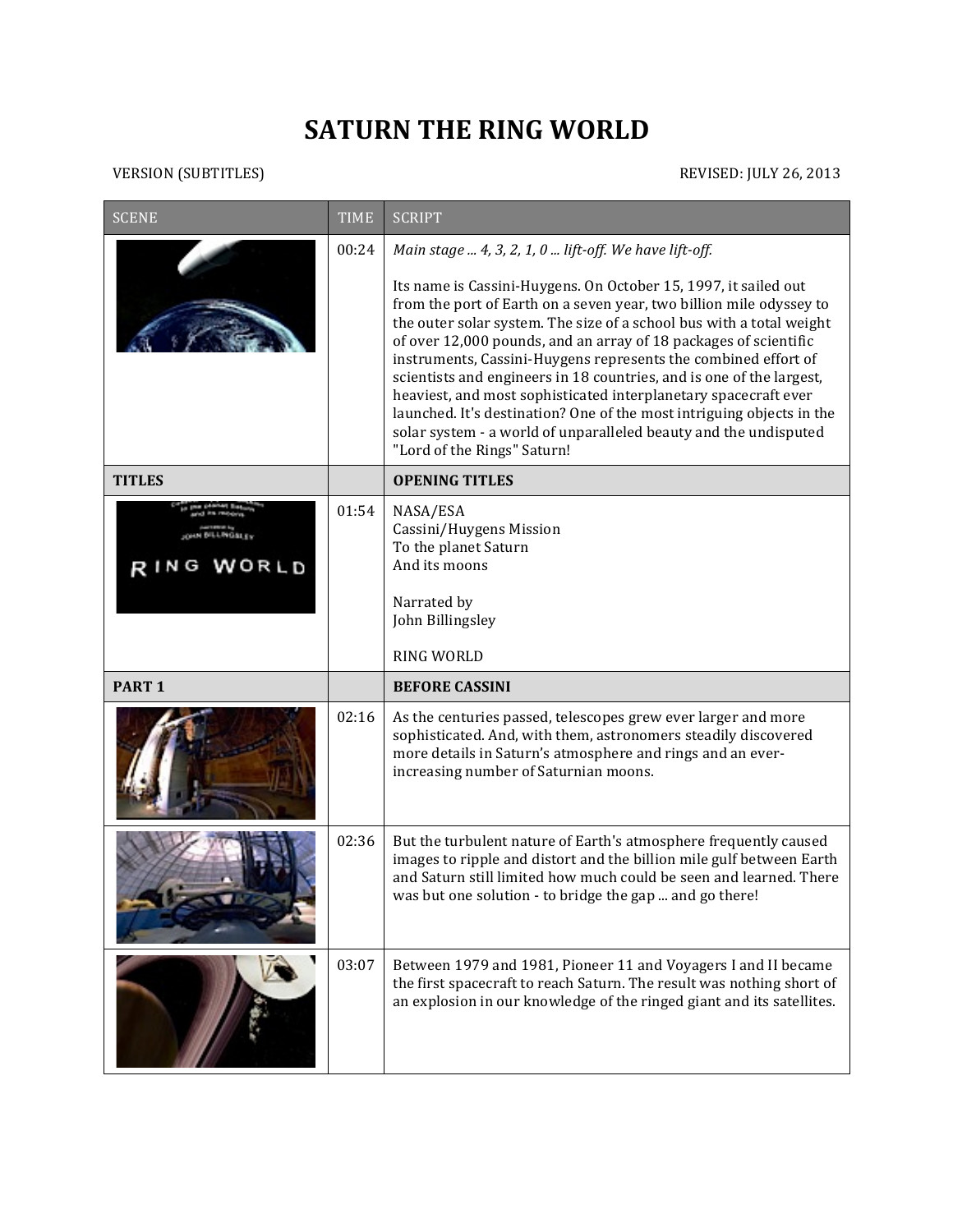# SATURN THE RING WORLD

VERSION (SUBTITLES) REVISED: JULY 26, 2013

| SCENE | TIME | SCRIPT |
|---|---|---|
| | 00:24 | *Main stage ... 4, 3, 2, 1, 0 ... lift-off. We have lift-off.*<br><br>Its name is Cassini-Huygens. On October 15, 1997, it sailed out from the port of Earth on a seven year, two billion mile odyssey to the outer solar system. The size of a school bus with a total weight of over 12,000 pounds, and an array of 18 packages of scientific instruments, Cassini-Huygens represents the combined effort of scientists and engineers in 18 countries, and is one of the largest, heaviest, and most sophisticated interplanetary spacecraft ever launched. It's destination? One of the most intriguing objects in the solar system - a world of unparalleled beauty and the undisputed "Lord of the Rings" Saturn! |
| **TITLES** | | **OPENING TITLES** |
| | 01:54 | NASA/ESA<br>Cassini/Huygens Mission<br>To the planet Saturn<br>And its moons<br><br>Narrated by<br>John Billingsley<br><br>RING WORLD |
| **PART 1** | | **BEFORE CASSINI** |
| | 02:16 | As the centuries passed, telescopes grew ever larger and more sophisticated. And, with them, astronomers steadily discovered more details in Saturn's atmosphere and rings and an ever-increasing number of Saturnian moons. |
| | 02:36 | But the turbulent nature of Earth's atmosphere frequently caused images to ripple and distort and the billion mile gulf between Earth and Saturn still limited how much could be seen and learned. There was but one solution - to bridge the gap ... and go there! |
| | 03:07 | Between 1979 and 1981, Pioneer 11 and Voyagers I and II became the first spacecraft to reach Saturn. The result was nothing short of an explosion in our knowledge of the ringed giant and its satellites. |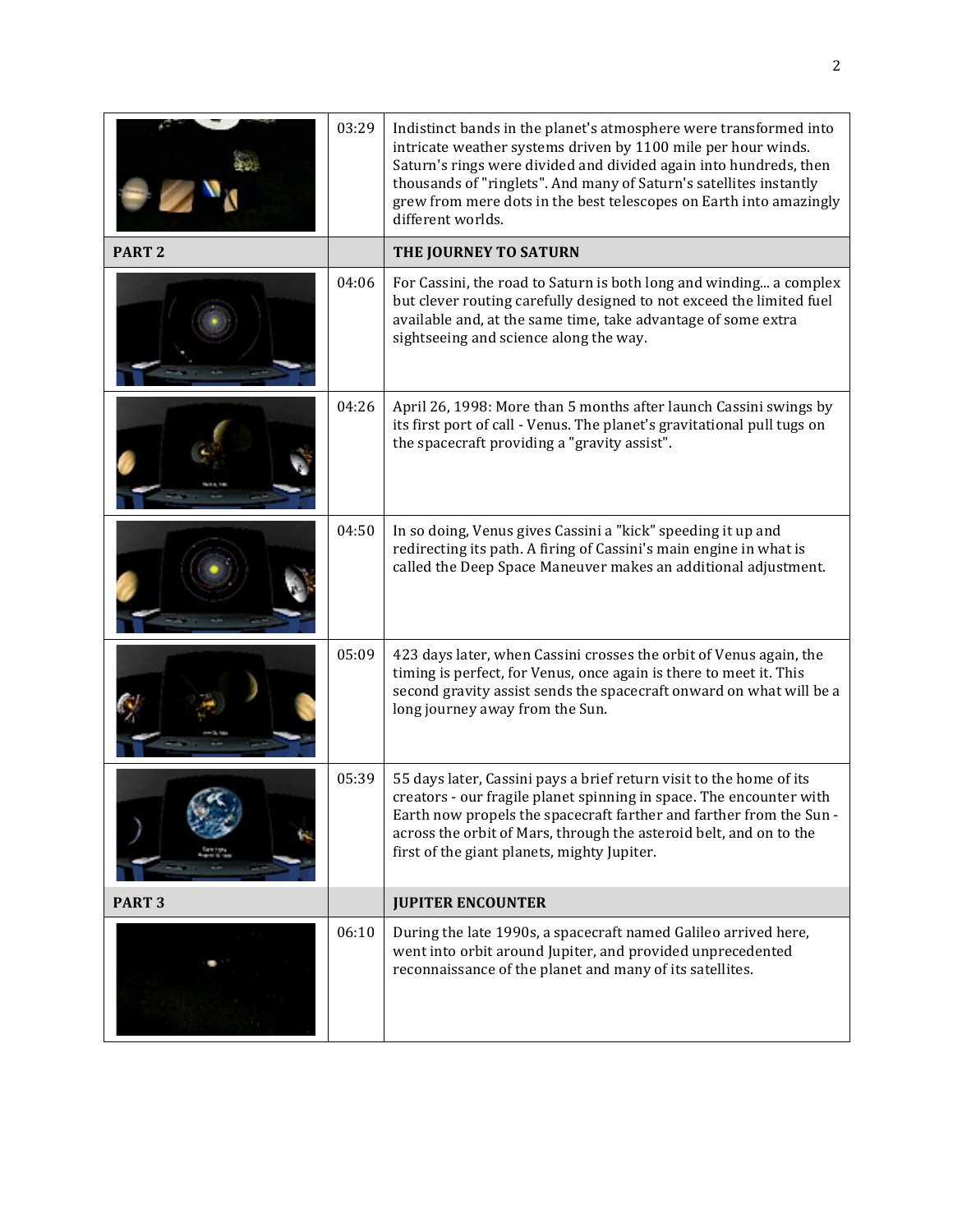| | | |
|---|---|---|
| | 03:29 | Indistinct bands in the planet's atmosphere were transformed into intricate weather systems driven by 1100 mile per hour winds. Saturn's rings were divided and divided again into hundreds, then thousands of "ringlets". And many of Saturn's satellites instantly grew from mere dots in the best telescopes on Earth into amazingly different worlds. |
| **PART 2** | | **THE JOURNEY TO SATURN** |
| | 04:06 | For Cassini, the road to Saturn is both long and winding... a complex but clever routing carefully designed to not exceed the limited fuel available and, at the same time, take advantage of some extra sightseeing and science along the way. |
| | 04:26 | April 26, 1998: More than 5 months after launch Cassini swings by its first port of call - Venus. The planet's gravitational pull tugs on the spacecraft providing a "gravity assist". |
| | 04:50 | In so doing, Venus gives Cassini a "kick" speeding it up and redirecting its path. A firing of Cassini's main engine in what is called the Deep Space Maneuver makes an additional adjustment. |
| | 05:09 | 423 days later, when Cassini crosses the orbit of Venus again, the timing is perfect, for Venus, once again is there to meet it. This second gravity assist sends the spacecraft onward on what will be a long journey away from the Sun. |
| | 05:39 | 55 days later, Cassini pays a brief return visit to the home of its creators - our fragile planet spinning in space. The encounter with Earth now propels the spacecraft farther and farther from the Sun - across the orbit of Mars, through the asteroid belt, and on to the first of the giant planets, mighty Jupiter. |
| **PART 3** | | **JUPITER ENCOUNTER** |
| | 06:10 | During the late 1990s, a spacecraft named Galileo arrived here, went into orbit around Jupiter, and provided unprecedented reconnaissance of the planet and many of its satellites. |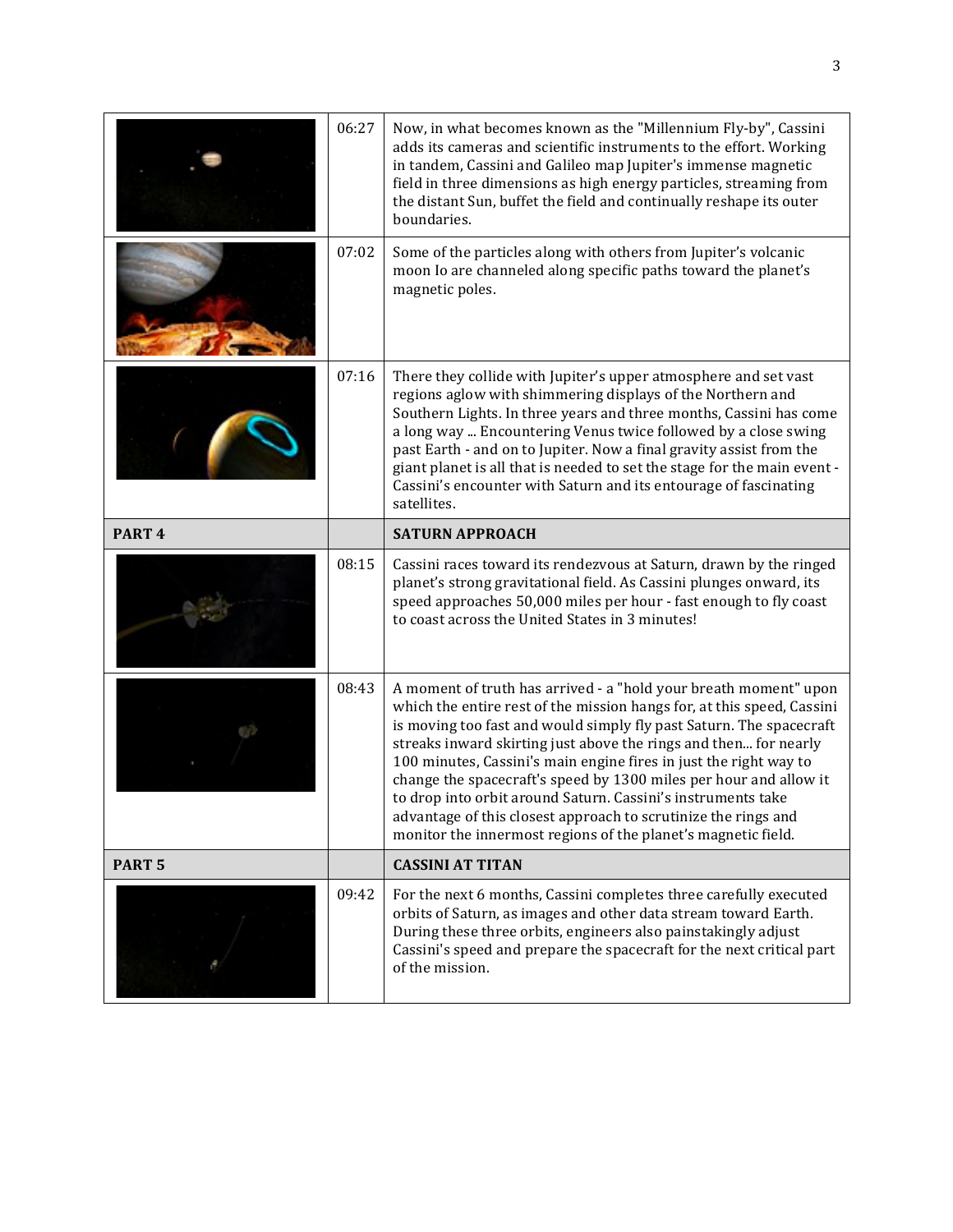| | | |
|---|---|---|
| | 06:27 | Now, in what becomes known as the "Millennium Fly-by", Cassini adds its cameras and scientific instruments to the effort. Working in tandem, Cassini and Galileo map Jupiter's immense magnetic field in three dimensions as high energy particles, streaming from the distant Sun, buffet the field and continually reshape its outer boundaries. |
| | 07:02 | Some of the particles along with others from Jupiter's volcanic moon Io are channeled along specific paths toward the planet's magnetic poles. |
| | 07:16 | There they collide with Jupiter's upper atmosphere and set vast regions aglow with shimmering displays of the Northern and Southern Lights. In three years and three months, Cassini has come a long way ... Encountering Venus twice followed by a close swing past Earth - and on to Jupiter. Now a final gravity assist from the giant planet is all that is needed to set the stage for the main event - Cassini's encounter with Saturn and its entourage of fascinating satellites. |
| **PART 4** | | **SATURN APPROACH** |
| | 08:15 | Cassini races toward its rendezvous at Saturn, drawn by the ringed planet's strong gravitational field. As Cassini plunges onward, its speed approaches 50,000 miles per hour - fast enough to fly coast to coast across the United States in 3 minutes! |
| | 08:43 | A moment of truth has arrived - a "hold your breath moment" upon which the entire rest of the mission hangs for, at this speed, Cassini is moving too fast and would simply fly past Saturn. The spacecraft streaks inward skirting just above the rings and then... for nearly 100 minutes, Cassini's main engine fires in just the right way to change the spacecraft's speed by 1300 miles per hour and allow it to drop into orbit around Saturn. Cassini's instruments take advantage of this closest approach to scrutinize the rings and monitor the innermost regions of the planet's magnetic field. |
| **PART 5** | | **CASSINI AT TITAN** |
| | 09:42 | For the next 6 months, Cassini completes three carefully executed orbits of Saturn, as images and other data stream toward Earth. During these three orbits, engineers also painstakingly adjust Cassini's speed and prepare the spacecraft for the next critical part of the mission. |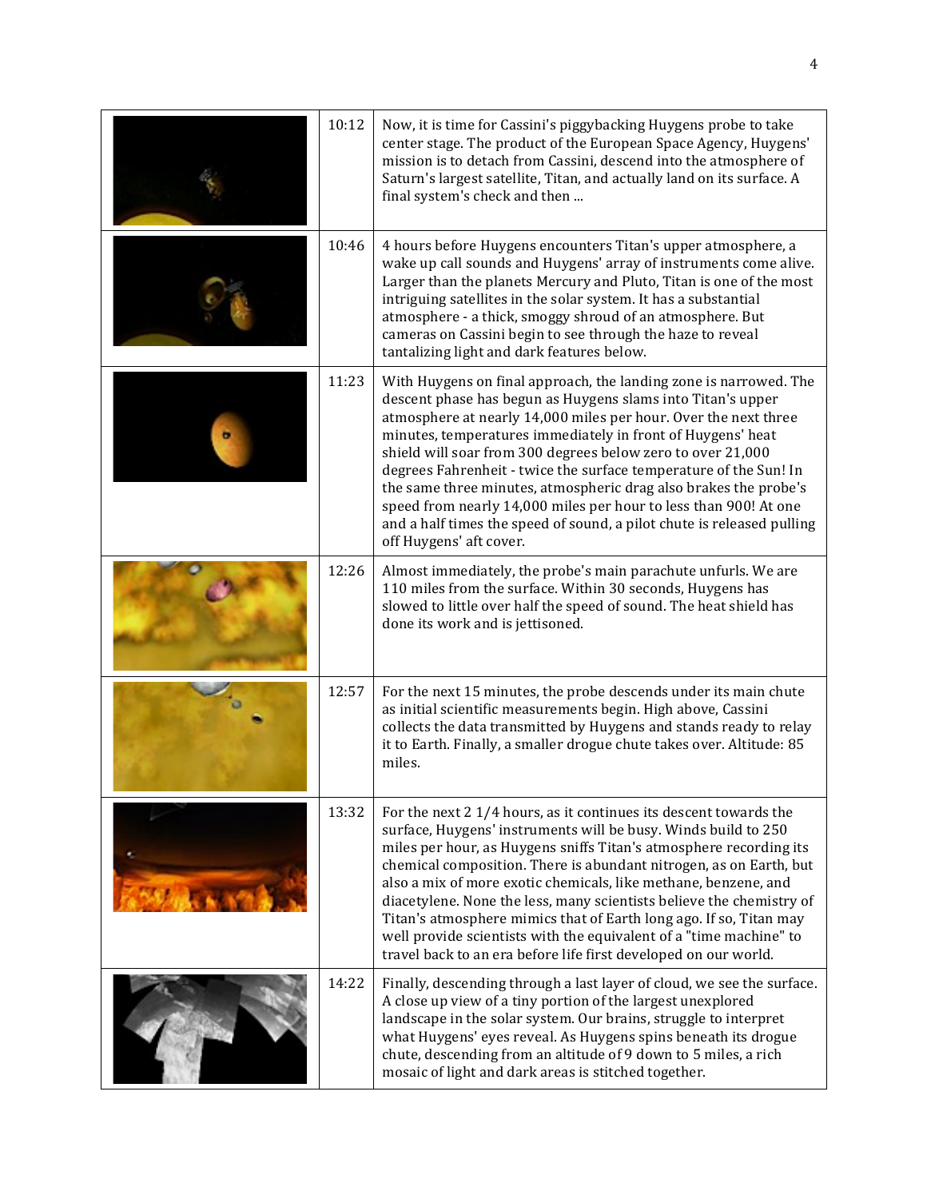| | | |
|---|---|---|
| | 10:12 | Now, it is time for Cassini's piggybacking Huygens probe to take center stage. The product of the European Space Agency, Huygens' mission is to detach from Cassini, descend into the atmosphere of Saturn's largest satellite, Titan, and actually land on its surface. A final system's check and then ... |
| | 10:46 | 4 hours before Huygens encounters Titan's upper atmosphere, a wake up call sounds and Huygens' array of instruments come alive. Larger than the planets Mercury and Pluto, Titan is one of the most intriguing satellites in the solar system. It has a substantial atmosphere - a thick, smoggy shroud of an atmosphere. But cameras on Cassini begin to see through the haze to reveal tantalizing light and dark features below. |
| | 11:23 | With Huygens on final approach, the landing zone is narrowed. The descent phase has begun as Huygens slams into Titan's upper atmosphere at nearly 14,000 miles per hour. Over the next three minutes, temperatures immediately in front of Huygens' heat shield will soar from 300 degrees below zero to over 21,000 degrees Fahrenheit - twice the surface temperature of the Sun! In the same three minutes, atmospheric drag also brakes the probe's speed from nearly 14,000 miles per hour to less than 900! At one and a half times the speed of sound, a pilot chute is released pulling off Huygens' aft cover. |
| | 12:26 | Almost immediately, the probe's main parachute unfurls. We are 110 miles from the surface. Within 30 seconds, Huygens has slowed to little over half the speed of sound. The heat shield has done its work and is jettisoned. |
| | 12:57 | For the next 15 minutes, the probe descends under its main chute as initial scientific measurements begin. High above, Cassini collects the data transmitted by Huygens and stands ready to relay it to Earth. Finally, a smaller drogue chute takes over. Altitude: 85 miles. |
| | 13:32 | For the next 2 1/4 hours, as it continues its descent towards the surface, Huygens' instruments will be busy. Winds build to 250 miles per hour, as Huygens sniffs Titan's atmosphere recording its chemical composition. There is abundant nitrogen, as on Earth, but also a mix of more exotic chemicals, like methane, benzene, and diacetylene. None the less, many scientists believe the chemistry of Titan's atmosphere mimics that of Earth long ago. If so, Titan may well provide scientists with the equivalent of a "time machine" to travel back to an era before life first developed on our world. |
| | 14:22 | Finally, descending through a last layer of cloud, we see the surface. A close up view of a tiny portion of the largest unexplored landscape in the solar system. Our brains, struggle to interpret what Huygens' eyes reveal. As Huygens spins beneath its drogue chute, descending from an altitude of 9 down to 5 miles, a rich mosaic of light and dark areas is stitched together. |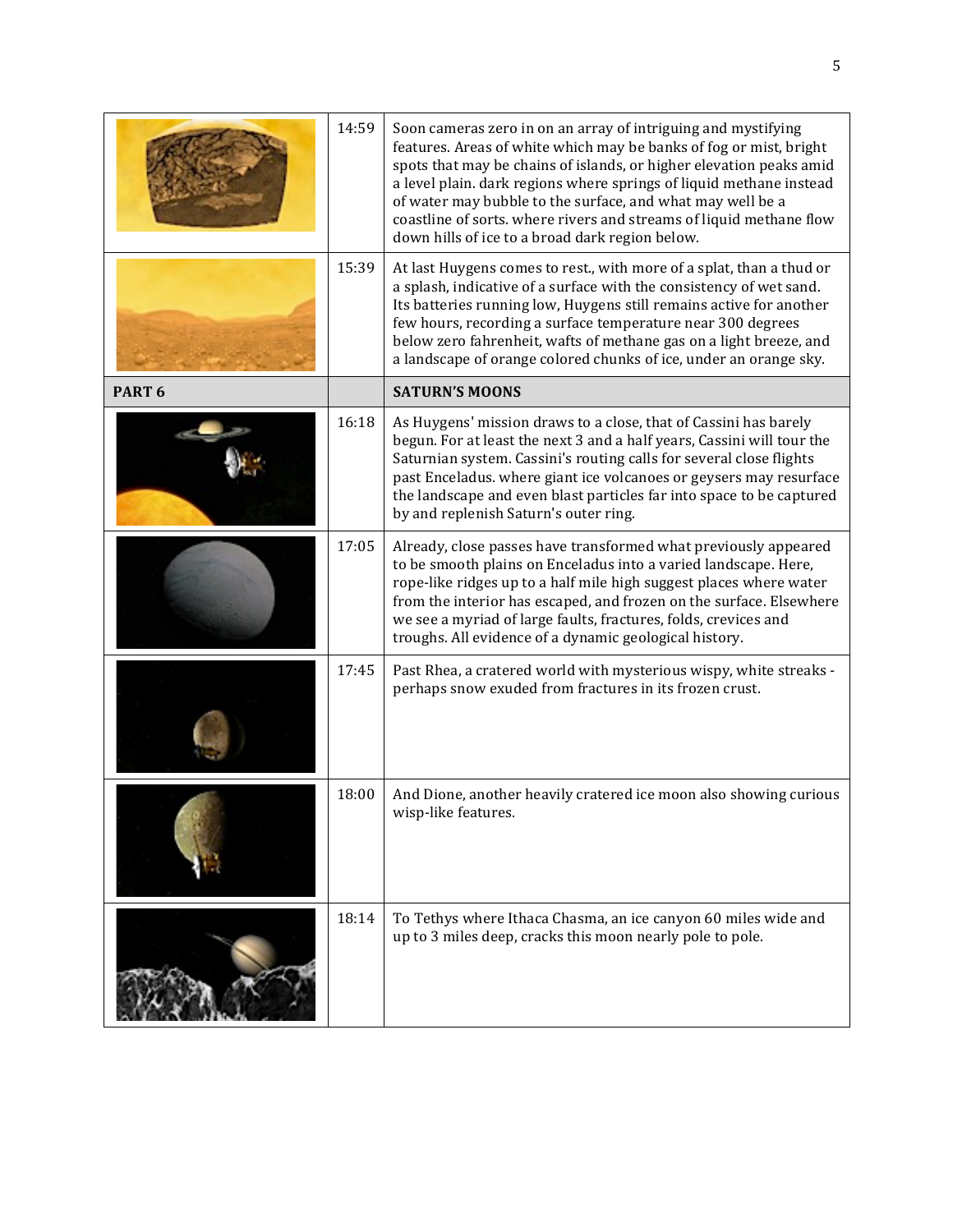| | | |
|---|---|---|
| | 14:59 | Soon cameras zero in on an array of intriguing and mystifying features. Areas of white which may be banks of fog or mist, bright spots that may be chains of islands, or higher elevation peaks amid a level plain. dark regions where springs of liquid methane instead of water may bubble to the surface, and what may well be a coastline of sorts. where rivers and streams of liquid methane flow down hills of ice to a broad dark region below. |
| | 15:39 | At last Huygens comes to rest., with more of a splat, than a thud or a splash, indicative of a surface with the consistency of wet sand. Its batteries running low, Huygens still remains active for another few hours, recording a surface temperature near 300 degrees below zero fahrenheit, wafts of methane gas on a light breeze, and a landscape of orange colored chunks of ice, under an orange sky. |
| **PART 6** | | **SATURN'S MOONS** |
| | 16:18 | As Huygens' mission draws to a close, that of Cassini has barely begun. For at least the next 3 and a half years, Cassini will tour the Saturnian system. Cassini's routing calls for several close flights past Enceladus. where giant ice volcanoes or geysers may resurface the landscape and even blast particles far into space to be captured by and replenish Saturn's outer ring. |
| | 17:05 | Already, close passes have transformed what previously appeared to be smooth plains on Enceladus into a varied landscape. Here, rope-like ridges up to a half mile high suggest places where water from the interior has escaped, and frozen on the surface. Elsewhere we see a myriad of large faults, fractures, folds, crevices and troughs. All evidence of a dynamic geological history. |
| | 17:45 | Past Rhea, a cratered world with mysterious wispy, white streaks - perhaps snow exuded from fractures in its frozen crust. |
| | 18:00 | And Dione, another heavily cratered ice moon also showing curious wisp-like features. |
| | 18:14 | To Tethys where Ithaca Chasma, an ice canyon 60 miles wide and up to 3 miles deep, cracks this moon nearly pole to pole. |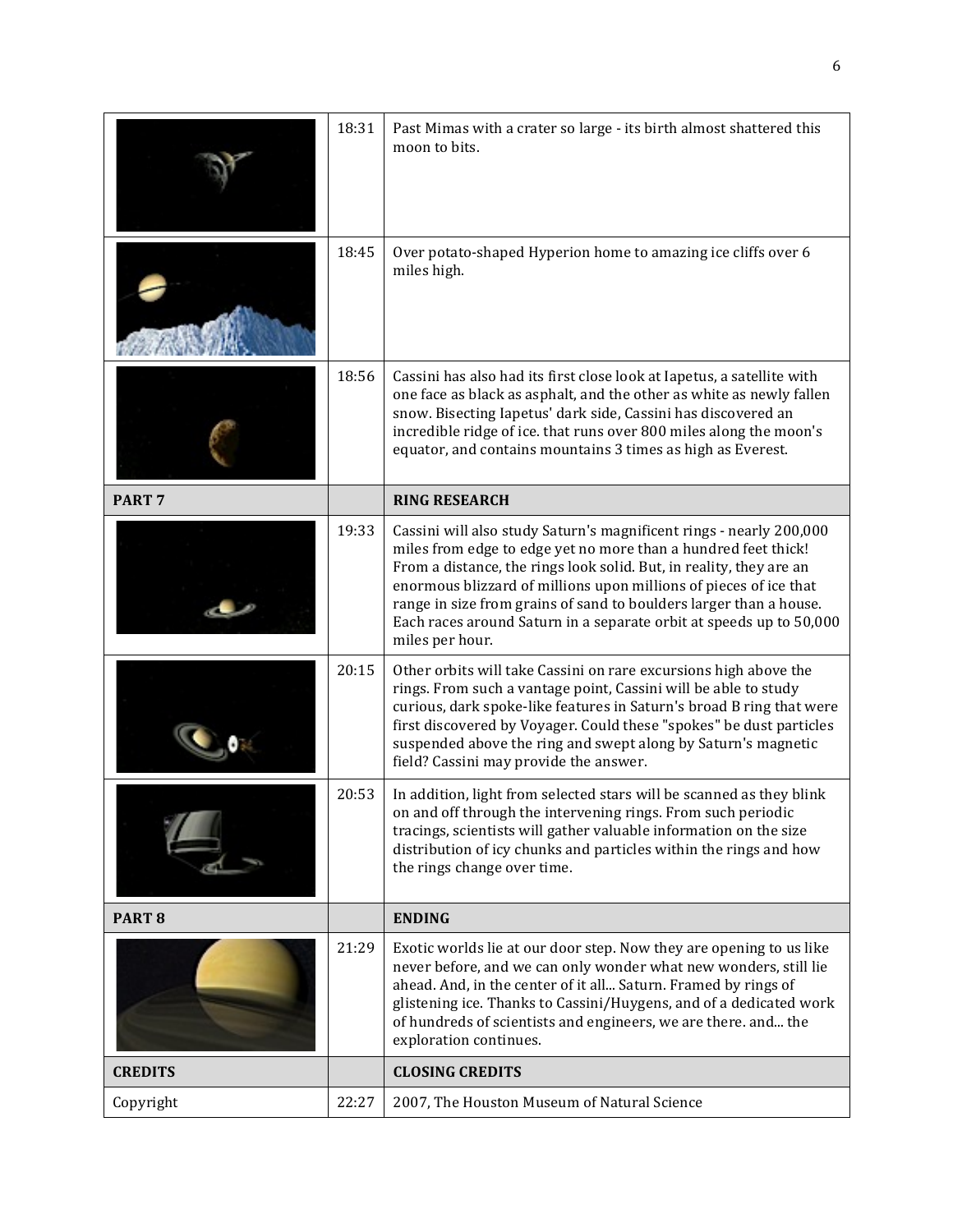| | | |
|---|---|---|
| | 18:31 | Past Mimas with a crater so large - its birth almost shattered this moon to bits. |
| | 18:45 | Over potato-shaped Hyperion home to amazing ice cliffs over 6 miles high. |
| | 18:56 | Cassini has also had its first close look at Iapetus, a satellite with one face as black as asphalt, and the other as white as newly fallen snow. Bisecting Iapetus' dark side, Cassini has discovered an incredible ridge of ice. that runs over 800 miles along the moon's equator, and contains mountains 3 times as high as Everest. |
| **PART 7** | | **RING RESEARCH** |
| | 19:33 | Cassini will also study Saturn's magnificent rings - nearly 200,000 miles from edge to edge yet no more than a hundred feet thick! From a distance, the rings look solid. But, in reality, they are an enormous blizzard of millions upon millions of pieces of ice that range in size from grains of sand to boulders larger than a house. Each races around Saturn in a separate orbit at speeds up to 50,000 miles per hour. |
| | 20:15 | Other orbits will take Cassini on rare excursions high above the rings. From such a vantage point, Cassini will be able to study curious, dark spoke-like features in Saturn's broad B ring that were first discovered by Voyager. Could these "spokes" be dust particles suspended above the ring and swept along by Saturn's magnetic field? Cassini may provide the answer. |
| | 20:53 | In addition, light from selected stars will be scanned as they blink on and off through the intervening rings. From such periodic tracings, scientists will gather valuable information on the size distribution of icy chunks and particles within the rings and how the rings change over time. |
| **PART 8** | | **ENDING** |
| | 21:29 | Exotic worlds lie at our door step. Now they are opening to us like never before, and we can only wonder what new wonders, still lie ahead. And, in the center of it all... Saturn. Framed by rings of glistening ice. Thanks to Cassini/Huygens, and of a dedicated work of hundreds of scientists and engineers, we are there. and... the exploration continues. |
| **CREDITS** | | **CLOSING CREDITS** |
| Copyright | 22:27 | 2007, The Houston Museum of Natural Science |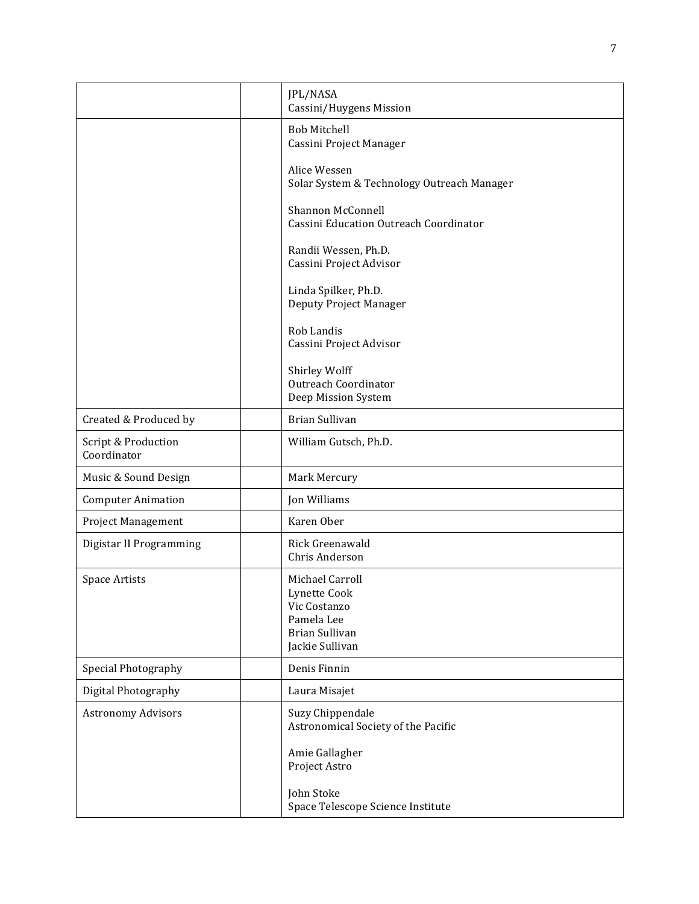| | | |
|---|---|---|
| | | JPL/NASA<br>Cassini/Huygens Mission |
| | | Bob Mitchell<br>Cassini Project Manager<br><br>Alice Wessen<br>Solar System & Technology Outreach Manager<br><br>Shannon McConnell<br>Cassini Education Outreach Coordinator<br><br>Randii Wessen, Ph.D.<br>Cassini Project Advisor<br><br>Linda Spilker, Ph.D.<br>Deputy Project Manager<br><br>Rob Landis<br>Cassini Project Advisor<br><br>Shirley Wolff<br>Outreach Coordinator<br>Deep Mission System |
| Created & Produced by | | Brian Sullivan |
| Script & Production Coordinator | | William Gutsch, Ph.D. |
| Music & Sound Design | | Mark Mercury |
| Computer Animation | | Jon Williams |
| Project Management | | Karen Ober |
| Digistar II Programming | | Rick Greenawald<br>Chris Anderson |
| Space Artists | | Michael Carroll<br>Lynette Cook<br>Vic Costanzo<br>Pamela Lee<br>Brian Sullivan<br>Jackie Sullivan |
| Special Photography | | Denis Finnin |
| Digital Photography | | Laura Misajet |
| Astronomy Advisors | | Suzy Chippendale<br>Astronomical Society of the Pacific<br><br>Amie Gallagher<br>Project Astro<br><br>John Stoke<br>Space Telescope Science Institute |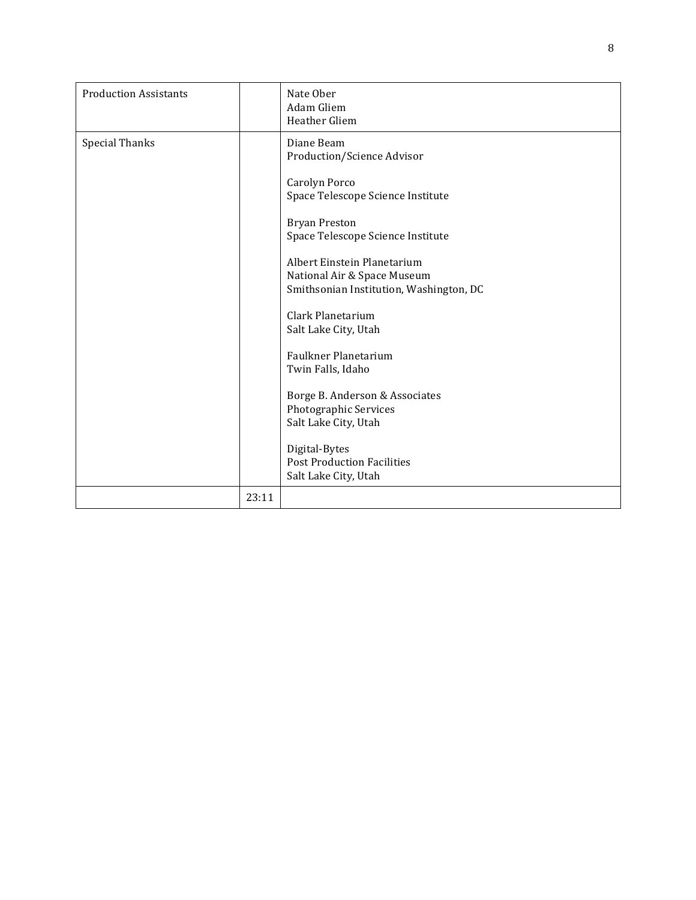| | | |
|---|---|---|
| Production Assistants | | Nate Ober<br>Adam Gliem<br>Heather Gliem |
| Special Thanks | | Diane Beam<br>Production/Science Advisor<br><br>Carolyn Porco<br>Space Telescope Science Institute<br><br>Bryan Preston<br>Space Telescope Science Institute<br><br>Albert Einstein Planetarium<br>National Air & Space Museum<br>Smithsonian Institution, Washington, DC<br><br>Clark Planetarium<br>Salt Lake City, Utah<br><br>Faulkner Planetarium<br>Twin Falls, Idaho<br><br>Borge B. Anderson & Associates<br>Photographic Services<br>Salt Lake City, Utah<br><br>Digital-Bytes<br>Post Production Facilities<br>Salt Lake City, Utah |
| | 23:11 | |